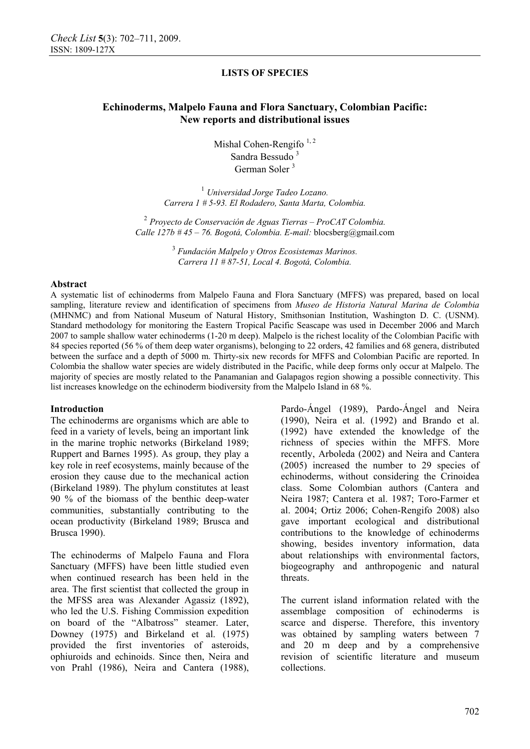LISTS OF SPECIES

# Echinoderms, Malpelo Fauna and Flora Sanctuary, Colombian Pacific: New reports and distributional issues

Mishal Cohen-Rengifo [1, 2]
Sandra Bessudo [3]
German Soler [3]

[1] *Universidad Jorge Tadeo Lozano. Carrera 1 # 5-93. El Rodadero, Santa Marta, Colombia.*

[2] *Proyecto de Conservación de Aguas Tierras – ProCAT Colombia. Calle 127b # 45 – 76. Bogotá, Colombia. E-mail:* blocsberg@gmail.com

[3] *Fundación Malpelo y Otros Ecosistemas Marinos. Carrera 11 # 87-51, Local 4. Bogotá, Colombia.*

## Abstract

A systematic list of echinoderms from Malpelo Fauna and Flora Sanctuary (MFFS) was prepared, based on local sampling, literature review and identification of specimens from *Museo de Historia Natural Marina de Colombia* (MHNMC) and from National Museum of Natural History, Smithsonian Institution, Washington D. C. (USNM). Standard methodology for monitoring the Eastern Tropical Pacific Seascape was used in December 2006 and March 2007 to sample shallow water echinoderms (1-20 m deep). Malpelo is the richest locality of the Colombian Pacific with 84 species reported (56 % of them deep water organisms), belonging to 22 orders, 42 families and 68 genera, distributed between the surface and a depth of 5000 m. Thirty-six new records for MFFS and Colombian Pacific are reported. In Colombia the shallow water species are widely distributed in the Pacific, while deep forms only occur at Malpelo. The majority of species are mostly related to the Panamanian and Galapagos region showing a possible connectivity. This list increases knowledge on the echinoderm biodiversity from the Malpelo Island in 68 %.

## Introduction

The echinoderms are organisms which are able to feed in a variety of levels, being an important link in the marine trophic networks (Birkeland 1989; Ruppert and Barnes 1995). As group, they play a key role in reef ecosystems, mainly because of the erosion they cause due to the mechanical action (Birkeland 1989). The phylum constitutes at least 90 % of the biomass of the benthic deep-water communities, substantially contributing to the ocean productivity (Birkeland 1989; Brusca and Brusca 1990).

The echinoderms of Malpelo Fauna and Flora Sanctuary (MFFS) have been little studied even when continued research has been held in the area. The first scientist that collected the group in the MFSS area was Alexander Agassiz (1892), who led the U.S. Fishing Commission expedition on board of the "Albatross" steamer. Later, Downey (1975) and Birkeland et al. (1975) provided the first inventories of asteroids, ophiuroids and echinoids. Since then, Neira and von Prahl (1986), Neira and Cantera (1988), Pardo-Ángel (1989), Pardo-Ángel and Neira (1990), Neira et al. (1992) and Brando et al. (1992) have extended the knowledge of the richness of species within the MFFS. More recently, Arboleda (2002) and Neira and Cantera (2005) increased the number to 29 species of echinoderms, without considering the Crinoidea class. Some Colombian authors (Cantera and Neira 1987; Cantera et al. 1987; Toro-Farmer et al. 2004; Ortiz 2006; Cohen-Rengifo 2008) also gave important ecological and distributional contributions to the knowledge of echinoderms showing, besides inventory information, data about relationships with environmental factors, biogeography and anthropogenic and natural threats.

The current island information related with the assemblage composition of echinoderms is scarce and disperse. Therefore, this inventory was obtained by sampling waters between 7 and 20 m deep and by a comprehensive revision of scientific literature and museum collections.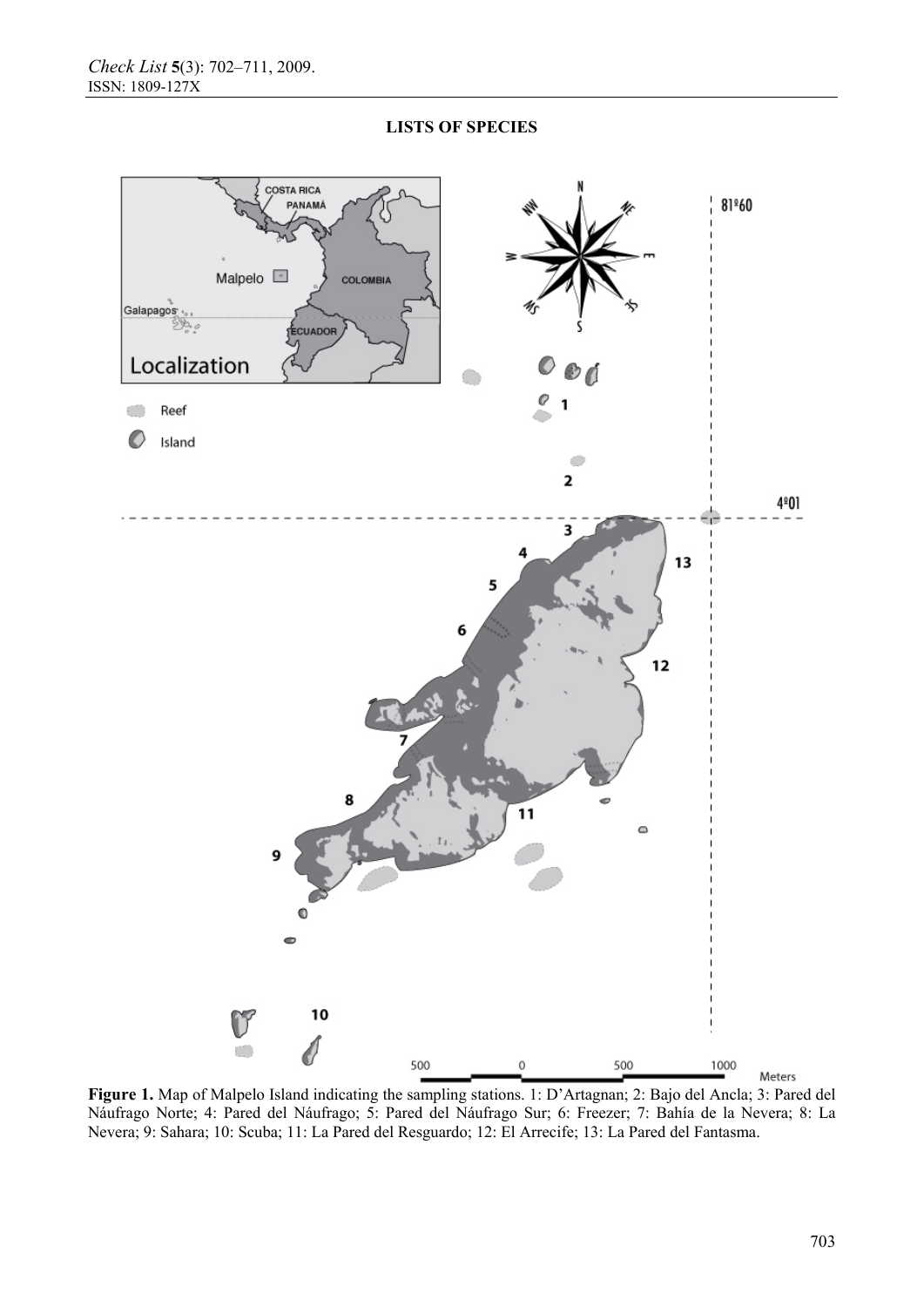**LISTS OF SPECIES**

**Figure 1.** Map of Malpelo Island indicating the sampling stations. 1: D'Artagnan; 2: Bajo del Ancla; 3: Pared del Náufrago Norte; 4: Pared del Náufrago; 5: Pared del Náufrago Sur; 6: Freezer; 7: Bahía de la Nevera; 8: La Nevera; 9: Sahara; 10: Scuba; 11: La Pared del Resguardo; 12: El Arrecife; 13: La Pared del Fantasma.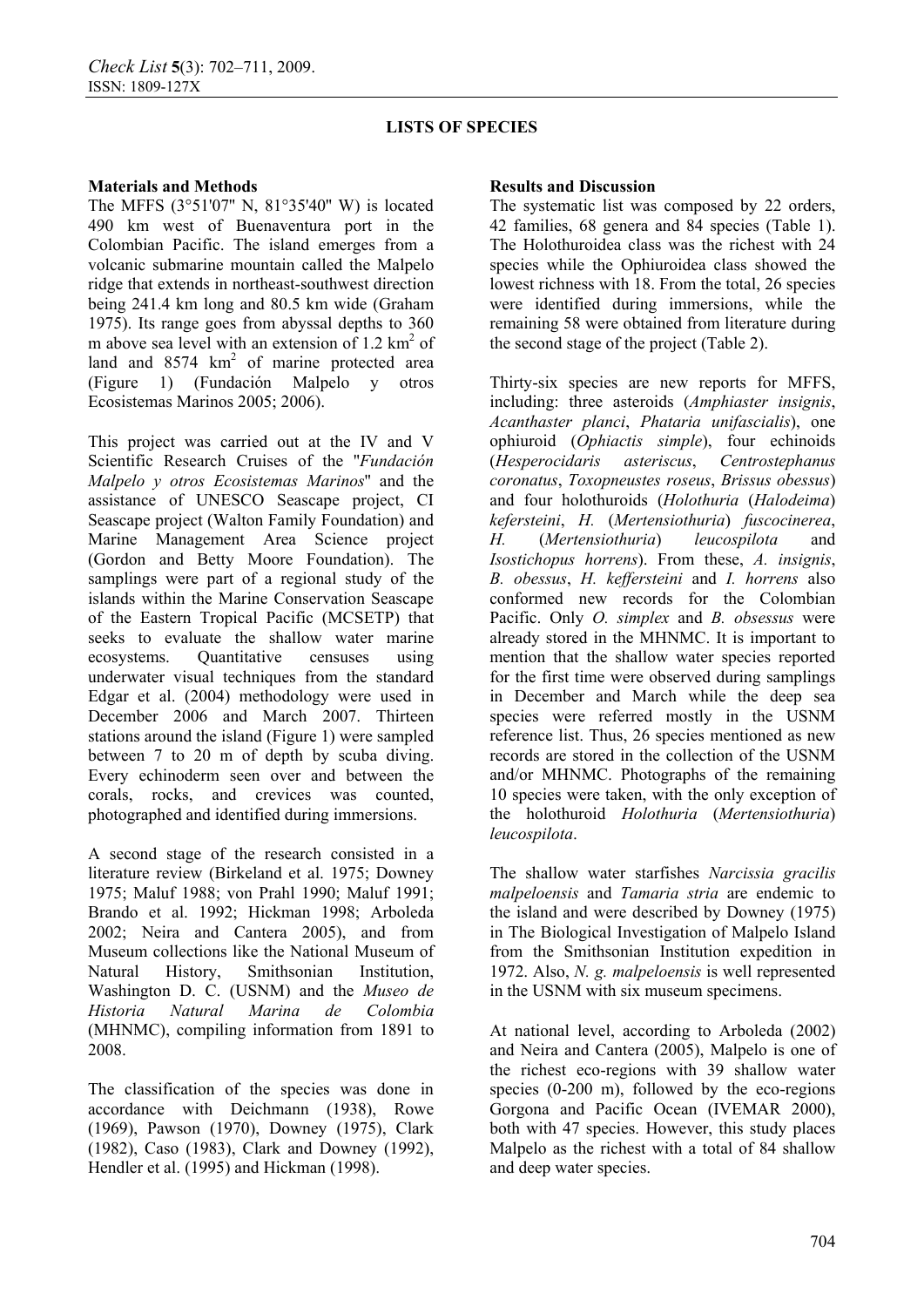## LISTS OF SPECIES

### Materials and Methods

The MFFS (3°51'07" N, 81°35'40" W) is located 490 km west of Buenaventura port in the Colombian Pacific. The island emerges from a volcanic submarine mountain called the Malpelo ridge that extends in northeast-southwest direction being 241.4 km long and 80.5 km wide (Graham 1975). Its range goes from abyssal depths to 360 m above sea level with an extension of 1.2 $km^2$ of land and 8574 $km^2$ of marine protected area (Figure 1) (Fundación Malpelo y otros Ecosistemas Marinos 2005; 2006).

This project was carried out at the IV and V Scientific Research Cruises of the "*Fundación Malpelo y otros Ecosistemas Marinos*" and the assistance of UNESCO Seascape project, CI Seascape project (Walton Family Foundation) and Marine Management Area Science project (Gordon and Betty Moore Foundation). The samplings were part of a regional study of the islands within the Marine Conservation Seascape of the Eastern Tropical Pacific (MCSETP) that seeks to evaluate the shallow water marine ecosystems. Quantitative censuses using underwater visual techniques from the standard Edgar et al. (2004) methodology were used in December 2006 and March 2007. Thirteen stations around the island (Figure 1) were sampled between 7 to 20 m of depth by scuba diving. Every echinoderm seen over and between the corals, rocks, and crevices was counted, photographed and identified during immersions.

A second stage of the research consisted in a literature review (Birkeland et al. 1975; Downey 1975; Maluf 1988; von Prahl 1990; Maluf 1991; Brando et al. 1992; Hickman 1998; Arboleda 2002; Neira and Cantera 2005), and from Museum collections like the National Museum of Natural History, Smithsonian Institution, Washington D. C. (USNM) and the *Museo de Historia Natural Marina de Colombia* (MHNMC), compiling information from 1891 to 2008.

The classification of the species was done in accordance with Deichmann (1938), Rowe (1969), Pawson (1970), Downey (1975), Clark (1982), Caso (1983), Clark and Downey (1992), Hendler et al. (1995) and Hickman (1998).

### Results and Discussion

The systematic list was composed by 22 orders, 42 families, 68 genera and 84 species (Table 1). The Holothuroidea class was the richest with 24 species while the Ophiuroidea class showed the lowest richness with 18. From the total, 26 species were identified during immersions, while the remaining 58 were obtained from literature during the second stage of the project (Table 2).

Thirty-six species are new reports for MFFS, including: three asteroids (*Amphiaster insignis*, *Acanthaster planci*, *Phataria unifascialis*), one ophiuroid (*Ophiactis simple*), four echinoids (*Hesperocidaris asteriscus*, *Centrostephanus coronatus*, *Toxopneustes roseus*, *Brissus obessus*) and four holothuroids (*Holothuria* (*Halodeima*) *kefersteini*, *H.* (*Mertensiothuria*) *fuscocinerea*, *H.* (*Mertensiothuria*) *leucospilota* and *Isostichopus horrens*). From these, *A. insignis*, *B. obessus*, *H. keffersteini* and *I. horrens* also conformed new records for the Colombian Pacific. Only *O. simplex* and *B. obsessus* were already stored in the MHNMC. It is important to mention that the shallow water species reported for the first time were observed during samplings in December and March while the deep sea species were referred mostly in the USNM reference list. Thus, 26 species mentioned as new records are stored in the collection of the USNM and/or MHNMC. Photographs of the remaining 10 species were taken, with the only exception of the holothuroid *Holothuria* (*Mertensiothuria*) *leucospilota*.

The shallow water starfishes *Narcissia gracilis malpeloensis* and *Tamaria stria* are endemic to the island and were described by Downey (1975) in The Biological Investigation of Malpelo Island from the Smithsonian Institution expedition in 1972. Also, *N. g. malpeloensis* is well represented in the USNM with six museum specimens.

At national level, according to Arboleda (2002) and Neira and Cantera (2005), Malpelo is one of the richest eco-regions with 39 shallow water species (0-200 m), followed by the eco-regions Gorgona and Pacific Ocean (IVEMAR 2000), both with 47 species. However, this study places Malpelo as the richest with a total of 84 shallow and deep water species.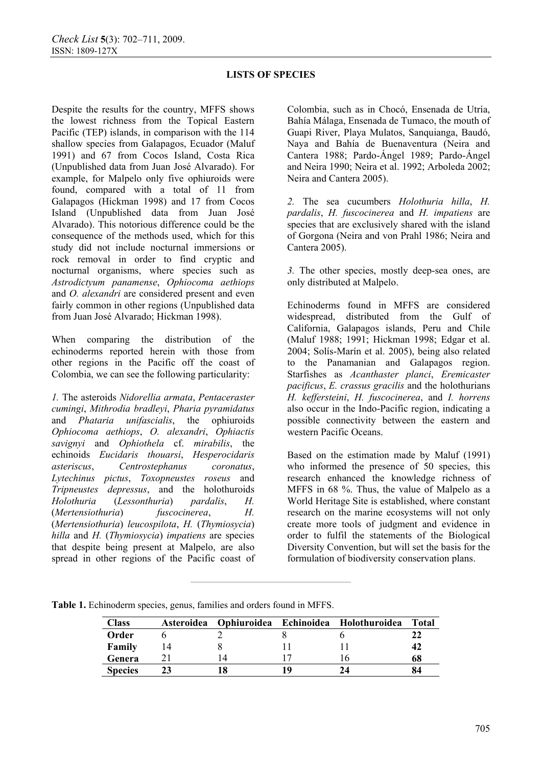**LISTS OF SPECIES**

Despite the results for the country, MFFS shows the lowest richness from the Topical Eastern Pacific (TEP) islands, in comparison with the 114 shallow species from Galapagos, Ecuador (Maluf 1991) and 67 from Cocos Island, Costa Rica (Unpublished data from Juan José Alvarado). For example, for Malpelo only five ophiuroids were found, compared with a total of 11 from Galapagos (Hickman 1998) and 17 from Cocos Island (Unpublished data from Juan José Alvarado). This notorious difference could be the consequence of the methods used, which for this study did not include nocturnal immersions or rock removal in order to find cryptic and nocturnal organisms, where species such as *Astrodictyum panamense*, *Ophiocoma aethiops* and *O. alexandri* are considered present and even fairly common in other regions (Unpublished data from Juan José Alvarado; Hickman 1998).

When comparing the distribution of the echinoderms reported herein with those from other regions in the Pacific off the coast of Colombia, we can see the following particularity:

*1.* The asteroids *Nidorellia armata*, *Pentaceraster cumingi*, *Mithrodia bradleyi*, *Pharia pyramidatus* and *Phataria unifascialis*, the ophiuroids *Ophiocoma aethiops*, *O. alexandri*, *Ophiactis savignyi* and *Ophiothela* cf. *mirabilis*, the echinoids *Eucidaris thouarsi*, *Hesperocidaris asteriscus*, *Centrostephanus coronatus*, *Lytechinus pictus*, *Toxopneustes roseus* and *Tripneustes depressus*, and the holothuroids *Holothuria* (*Lessonthuria*) *pardalis*, *H.* (*Mertensiothuria*) *fuscocinerea*, *H.* (*Mertensiothuria*) *leucospilota*, *H.* (*Thymiosycia*) *hilla* and *H.* (*Thymiosycia*) *impatiens* are species that despite being present at Malpelo, are also spread in other regions of the Pacific coast of Colombia, such as in Chocó, Ensenada de Utría, Bahía Málaga, Ensenada de Tumaco, the mouth of Guapi River, Playa Mulatos, Sanquianga, Baudó, Naya and Bahía de Buenaventura (Neira and Cantera 1988; Pardo-Ángel 1989; Pardo-Ángel and Neira 1990; Neira et al. 1992; Arboleda 2002; Neira and Cantera 2005).

*2.* The sea cucumbers *Holothuria hilla*, *H. pardalis*, *H. fuscocinerea* and *H. impatiens* are species that are exclusively shared with the island of Gorgona (Neira and von Prahl 1986; Neira and Cantera 2005).

*3.* The other species, mostly deep-sea ones, are only distributed at Malpelo.

Echinoderms found in MFFS are considered widespread, distributed from the Gulf of California, Galapagos islands, Peru and Chile (Maluf 1988; 1991; Hickman 1998; Edgar et al. 2004; Solís-Marín et al. 2005), being also related to the Panamanian and Galapagos region. Starfishes as *Acanthaster planci*, *Eremicaster pacificus*, *E. crassus gracilis* and the holothurians *H. keffersteini*, *H. fuscocinerea*, and *I. horrens* also occur in the Indo-Pacific region, indicating a possible connectivity between the eastern and western Pacific Oceans.

Based on the estimation made by Maluf (1991) who informed the presence of 50 species, this research enhanced the knowledge richness of MFFS in 68 %. Thus, the value of Malpelo as a World Heritage Site is established, where constant research on the marine ecosystems will not only create more tools of judgment and evidence in order to fulfil the statements of the Biological Diversity Convention, but will set the basis for the formulation of biodiversity conservation plans.

**Table 1.** Echinoderm species, genus, families and orders found in MFFS.

| Class | Asteroidea | Ophiuroidea | Echinoidea | Holothuroidea | Total |
|---|---|---|---|---|---|
| **Order** | 6 | 2 | 8 | 6 | **22** |
| **Family** | 14 | 8 | 11 | 11 | **42** |
| **Genera** | 21 | 14 | 17 | 16 | **68** |
| **Species** | **23** | **18** | **19** | **24** | **84** |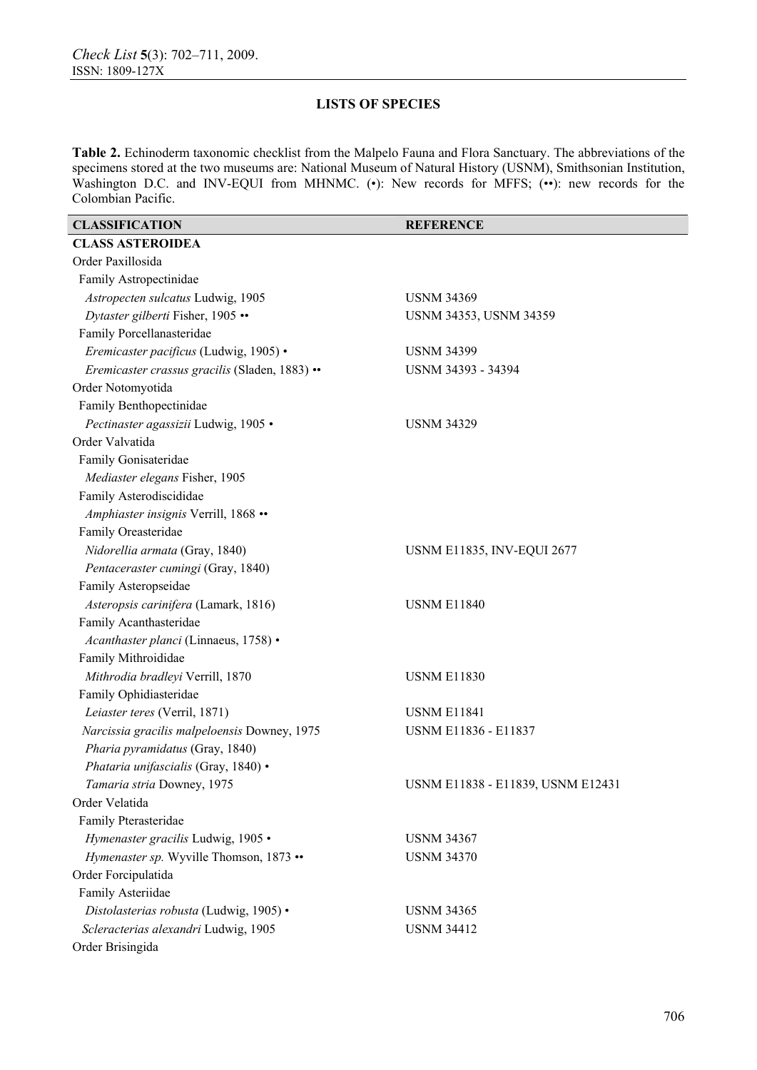## LISTS OF SPECIES

**Table 2.** Echinoderm taxonomic checklist from the Malpelo Fauna and Flora Sanctuary. The abbreviations of the specimens stored at the two museums are: National Museum of Natural History (USNM), Smithsonian Institution, Washington D.C. and INV-EQUI from MHNMC. (•): New records for MFFS; (••): new records for the Colombian Pacific.

| CLASSIFICATION | REFERENCE |
|---|---|
| **CLASS ASTEROIDEA** | |
| Order Paxillosida | |
| Family Astropectinidae | |
| *Astropecten sulcatus* Ludwig, 1905 | USNM 34369 |
| *Dytaster gilberti* Fisher, 1905 •• | USNM 34353, USNM 34359 |
| Family Porcellanasteridae | |
| *Eremicaster pacificus* (Ludwig, 1905) • | USNM 34399 |
| *Eremicaster crassus gracilis* (Sladen, 1883) •• | USNM 34393 - 34394 |
| Order Notomyotida | |
| Family Benthopectinidae | |
| *Pectinaster agassizii* Ludwig, 1905 • | USNM 34329 |
| Order Valvatida | |
| Family Gonisateridae | |
| *Mediaster elegans* Fisher, 1905 | |
| Family Asterodiscididae | |
| *Amphiaster insignis* Verrill, 1868 •• | |
| Family Oreasteridae | |
| *Nidorellia armata* (Gray, 1840) | USNM E11835, INV-EQUI 2677 |
| *Pentaceraster cumingi* (Gray, 1840) | |
| Family Asteropseidae | |
| *Asteropsis carinifera* (Lamark, 1816) | USNM E11840 |
| Family Acanthasteridae | |
| *Acanthaster planci* (Linnaeus, 1758) • | |
| Family Mithrodidae | |
| *Mithrodia bradleyi* Verrill, 1870 | USNM E11830 |
| Family Ophidiasteridae | |
| *Leiaster teres* (Verril, 1871) | USNM E11841 |
| *Narcissia gracilis malpeloensis* Downey, 1975 | USNM E11836 - E11837 |
| *Pharia pyramidatus* (Gray, 1840) | |
| *Phataria unifascialis* (Gray, 1840) • | |
| *Tamaria stria* Downey, 1975 | USNM E11838 - E11839, USNM E12431 |
| Order Velatida | |
| Family Pterasteridae | |
| *Hymenaster gracilis* Ludwig, 1905 • | USNM 34367 |
| *Hymenaster sp.* Wyville Thomson, 1873 •• | USNM 34370 |
| Order Forcipulatida | |
| Family Asteriidae | |
| *Distolasterias robusta* (Ludwig, 1905) • | USNM 34365 |
| *Scleracterias alexandri* Ludwig, 1905 | USNM 34412 |
| Order Brisingida | |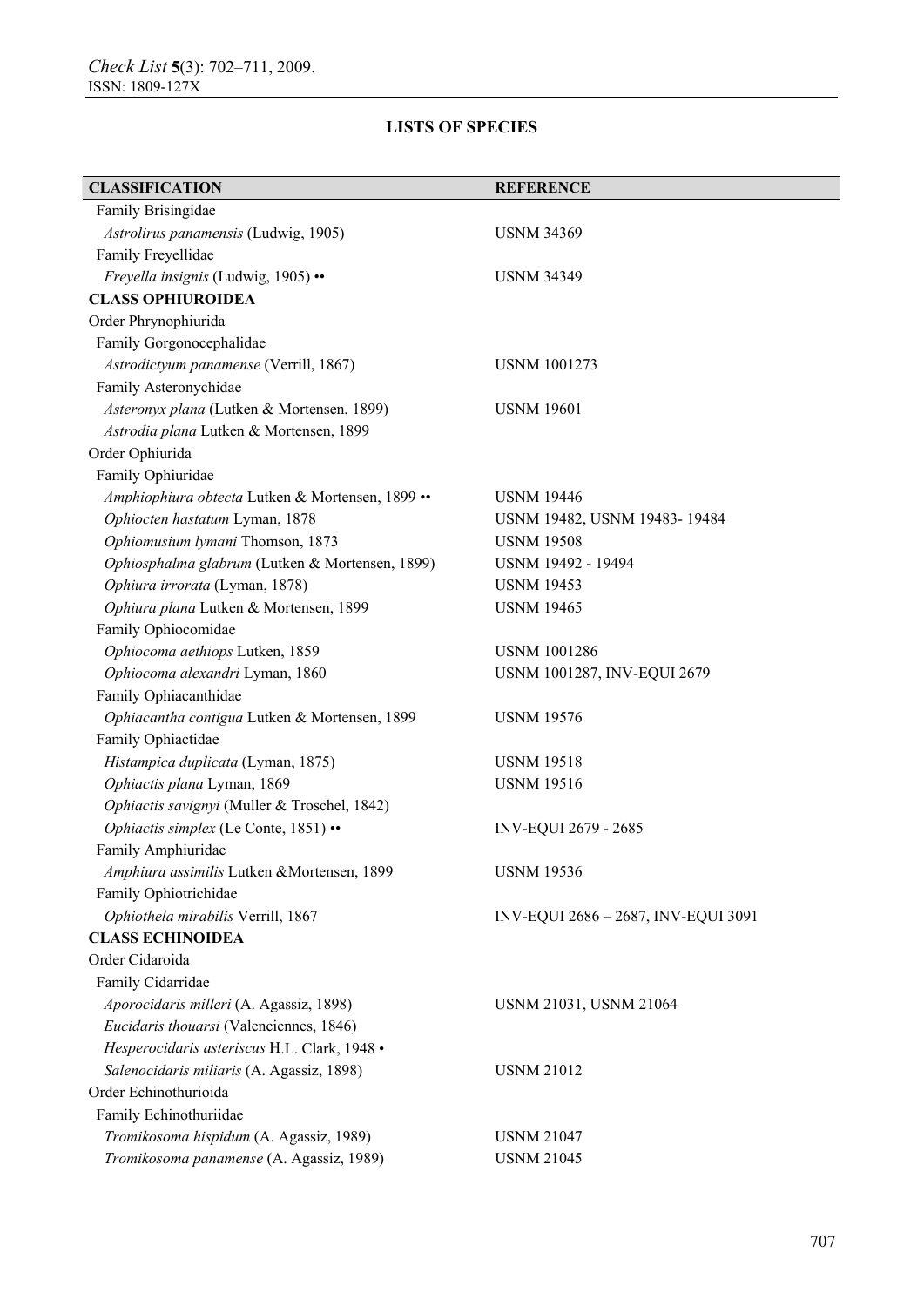## LISTS OF SPECIES

| CLASSIFICATION | REFERENCE |
|---|---|
| Family Brisingidae | |
| *Astrolirus panamensis* (Ludwig, 1905) | USNM 34369 |
| Family Freyellidae | |
| *Freyella insignis* (Ludwig, 1905) •• | USNM 34349 |
| **CLASS OPHIUROIDEA** | |
| Order Phrynophiurida | |
| Family Gorgonocephalidae | |
| *Astrodictyum panamense* (Verrill, 1867) | USNM 1001273 |
| Family Asteronychidae | |
| *Asteronyx plana* (Lutken & Mortensen, 1899) | USNM 19601 |
| *Astrodia plana* Lutken & Mortensen, 1899 | |
| Order Ophiurida | |
| Family Ophiuridae | |
| *Amphiophiura obtecta* Lutken & Mortensen, 1899 •• | USNM 19446 |
| *Ophiocten hastatum* Lyman, 1878 | USNM 19482, USNM 19483- 19484 |
| *Ophiomusium lymani* Thomson, 1873 | USNM 19508 |
| *Ophiosphalma glabrum* (Lutken & Mortensen, 1899) | USNM 19492 - 19494 |
| *Ophiura irrorata* (Lyman, 1878) | USNM 19453 |
| *Ophiura plana* Lutken & Mortensen, 1899 | USNM 19465 |
| Family Ophiocomidae | |
| *Ophiocoma aethiops* Lutken, 1859 | USNM 1001286 |
| *Ophiocoma alexandri* Lyman, 1860 | USNM 1001287, INV-EQUI 2679 |
| Family Ophiacanthidae | |
| *Ophiacantha contigua* Lutken & Mortensen, 1899 | USNM 19576 |
| Family Ophiactidae | |
| *Histampica duplicata* (Lyman, 1875) | USNM 19518 |
| *Ophiactis plana* Lyman, 1869 | USNM 19516 |
| *Ophiactis savignyi* (Muller & Troschel, 1842) | |
| *Ophiactis simplex* (Le Conte, 1851) •• | INV-EQUI 2679 - 2685 |
| Family Amphiuridae | |
| *Amphiura assimilis* Lutken &Mortensen, 1899 | USNM 19536 |
| Family Ophiotrichidae | |
| *Ophiothela mirabilis* Verrill, 1867 | INV-EQUI 2686 – 2687, INV-EQUI 3091 |
| **CLASS ECHINOIDEA** | |
| Order Cidaroida | |
| Family Cidarridae | |
| *Aporocidaris milleri* (A. Agassiz, 1898) | USNM 21031, USNM 21064 |
| *Eucidaris thouarsi* (Valenciennes, 1846) | |
| *Hesperocidaris asteriscus* H.L. Clark, 1948 • | |
| *Salenocidaris miliaris* (A. Agassiz, 1898) | USNM 21012 |
| Order Echinothurioida | |
| Family Echinothuriidae | |
| *Tromikosoma hispidum* (A. Agassiz, 1989) | USNM 21047 |
| *Tromikosoma panamense* (A. Agassiz, 1989) | USNM 21045 |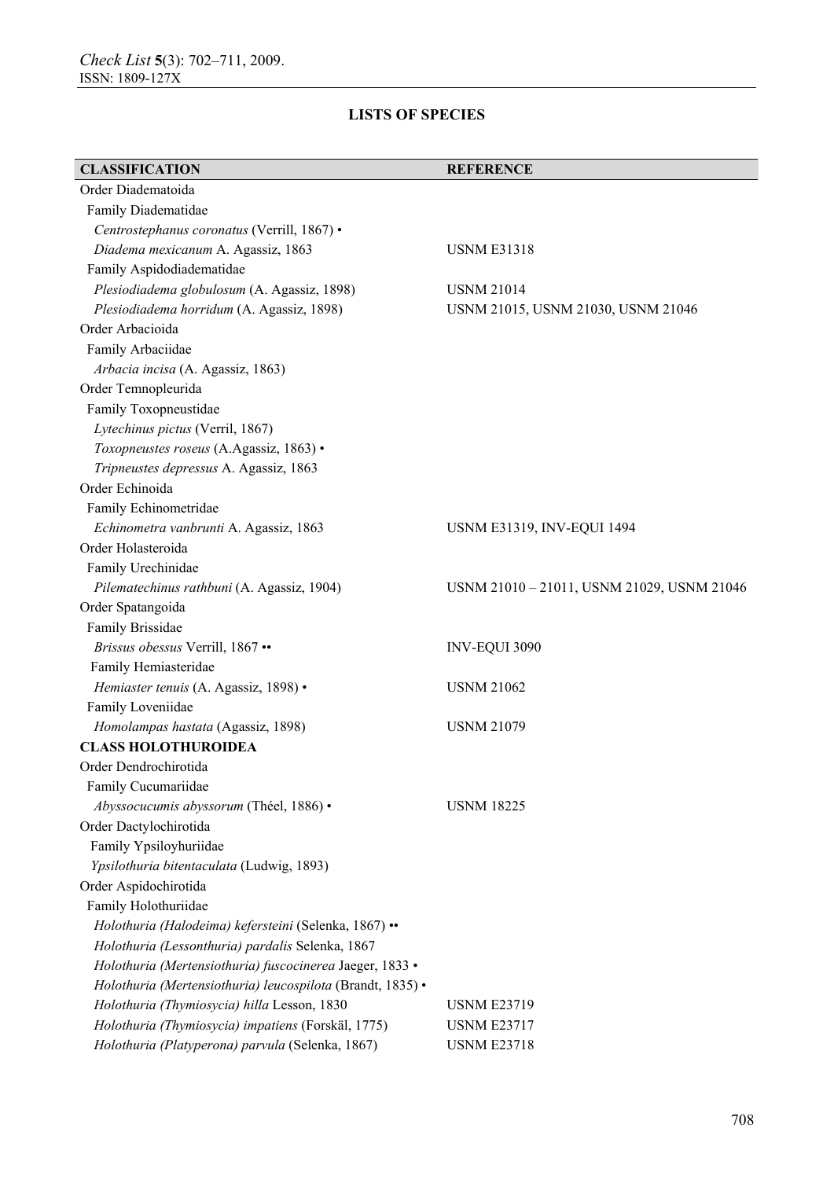## LISTS OF SPECIES

| CLASSIFICATION | REFERENCE |
|---|---|
| Order Diadematoida | |
| Family Diadematidae | |
| *Centrostephanus coronatus* (Verrill, 1867) • | |
| *Diadema mexicanum* A. Agassiz, 1863 | USNM E31318 |
| Family Aspidodiadematidae | |
| *Plesiodiadema globulosum* (A. Agassiz, 1898) | USNM 21014 |
| *Plesiodiadema horridum* (A. Agassiz, 1898) | USNM 21015, USNM 21030, USNM 21046 |
| Order Arbacioida | |
| Family Arbaciidae | |
| *Arbacia incisa* (A. Agassiz, 1863) | |
| Order Temnopleurida | |
| Family Toxopneustidae | |
| *Lytechinus pictus* (Verril, 1867) | |
| *Toxopneustes roseus* (A.Agassiz, 1863) • | |
| *Tripneustes depressus* A. Agassiz, 1863 | |
| Order Echinoida | |
| Family Echinometridae | |
| *Echinometra vanbrunti* A. Agassiz, 1863 | USNM E31319, INV-EQUI 1494 |
| Order Holasteroida | |
| Family Urechinidae | |
| *Pilematechinus rathbuni* (A. Agassiz, 1904) | USNM 21010 – 21011, USNM 21029, USNM 21046 |
| Order Spatangoida | |
| Family Brissidae | |
| *Brissus obessus* Verrill, 1867 •• | INV-EQUI 3090 |
| Family Hemiasteridae | |
| *Hemiaster tenuis* (A. Agassiz, 1898) • | USNM 21062 |
| Family Loveniidae | |
| *Homolampas hastata* (Agassiz, 1898) | USNM 21079 |
| **CLASS HOLOTHUROIDEA** | |
| Order Dendrochirotida | |
| Family Cucumariidae | |
| *Abyssocucumis abyssorum* (Théel, 1886) • | USNM 18225 |
| Order Dactylochirotida | |
| Family Ypsiloyhuriidae | |
| *Ypsilothuria bitentaculata* (Ludwig, 1893) | |
| Order Aspidochirotida | |
| Family Holothuriidae | |
| *Holothuria (Halodeima) kefersteini* (Selenka, 1867) •• | |
| *Holothuria (Lessonthuria) pardalis* Selenka, 1867 | |
| *Holothuria (Mertensiothuria) fuscocinerea* Jaeger, 1833 • | |
| *Holothuria (Mertensiothuria) leucospilota* (Brandt, 1835) • | |
| *Holothuria (Thymiosycia) hilla* Lesson, 1830 | USNM E23719 |
| *Holothuria (Thymiosycia) impatiens* (Forskäl, 1775) | USNM E23717 |
| *Holothuria (Platyperona) parvula* (Selenka, 1867) | USNM E23718 |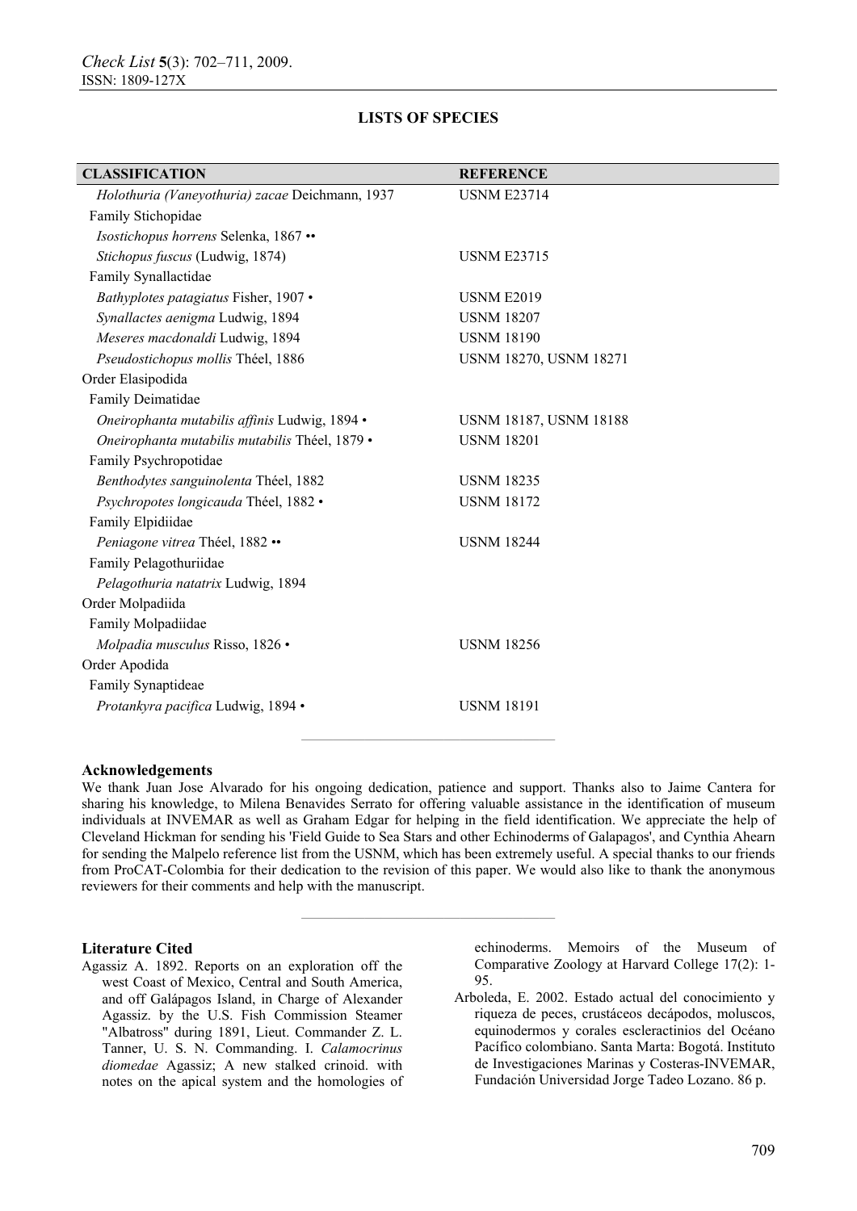## LISTS OF SPECIES

| CLASSIFICATION | REFERENCE |
|---|---|
| *Holothuria (Vaneyothuria) zacae* Deichmann, 1937 | USNM E23714 |
| Family Stichopidae | |
| *Isostichopus horrens* Selenka, 1867 •• | |
| *Stichopus fuscus* (Ludwig, 1874) | USNM E23715 |
| Family Synallactidae | |
| *Bathyplotes patagiatus* Fisher, 1907 • | USNM E2019 |
| *Synallactes aenigma* Ludwig, 1894 | USNM 18207 |
| *Meseres macdonaldi* Ludwig, 1894 | USNM 18190 |
| *Pseudostichopus mollis* Théel, 1886 | USNM 18270, USNM 18271 |
| Order Elasipodida | |
| Family Deimatidae | |
| *Oneirophanta mutabilis affinis* Ludwig, 1894 • | USNM 18187, USNM 18188 |
| *Oneirophanta mutabilis mutabilis* Théel, 1879 • | USNM 18201 |
| Family Psychropotidae | |
| *Benthodytes sanguinolenta* Théel, 1882 | USNM 18235 |
| *Psychropotes longicauda* Théel, 1882 • | USNM 18172 |
| Family Elpidiidae | |
| *Peniagone vitrea* Théel, 1882 •• | USNM 18244 |
| Family Pelagothuriidae | |
| *Pelagothuria natatrix* Ludwig, 1894 | |
| Order Molpadiida | |
| Family Molpadiidae | |
| *Molpadia musculus* Risso, 1826 • | USNM 18256 |
| Order Apodida | |
| Family Synaptideae | |
| *Protankyra pacifica* Ludwig, 1894 • | USNM 18191 |

### Acknowledgements

We thank Juan Jose Alvarado for his ongoing dedication, patience and support. Thanks also to Jaime Cantera for sharing his knowledge, to Milena Benavides Serrato for offering valuable assistance in the identification of museum individuals at INVEMAR as well as Graham Edgar for helping in the field identification. We appreciate the help of Cleveland Hickman for sending his 'Field Guide to Sea Stars and other Echinoderms of Galapagos', and Cynthia Ahearn for sending the Malpelo reference list from the USNM, which has been extremely useful. A special thanks to our friends from ProCAT-Colombia for their dedication to the revision of this paper. We would also like to thank the anonymous reviewers for their comments and help with the manuscript.

### Literature Cited

Agassiz A. 1892. Reports on an exploration off the west Coast of Mexico, Central and South America, and off Galápagos Island, in Charge of Alexander Agassiz. by the U.S. Fish Commission Steamer "Albatross" during 1891, Lieut. Commander Z. L. Tanner, U. S. N. Commanding. I. *Calamocrinus diomedae* Agassiz; A new stalked crinoid. with notes on the apical system and the homologies of echinoderms. Memoirs of the Museum of Comparative Zoology at Harvard College 17(2): 1-95.

Arboleda, E. 2002. Estado actual del conocimiento y riqueza de peces, crustáceos decápodos, moluscos, equinodermos y corales escleractinios del Océano Pacífico colombiano. Santa Marta: Bogotá. Instituto de Investigaciones Marinas y Costeras-INVEMAR, Fundación Universidad Jorge Tadeo Lozano. 86 p.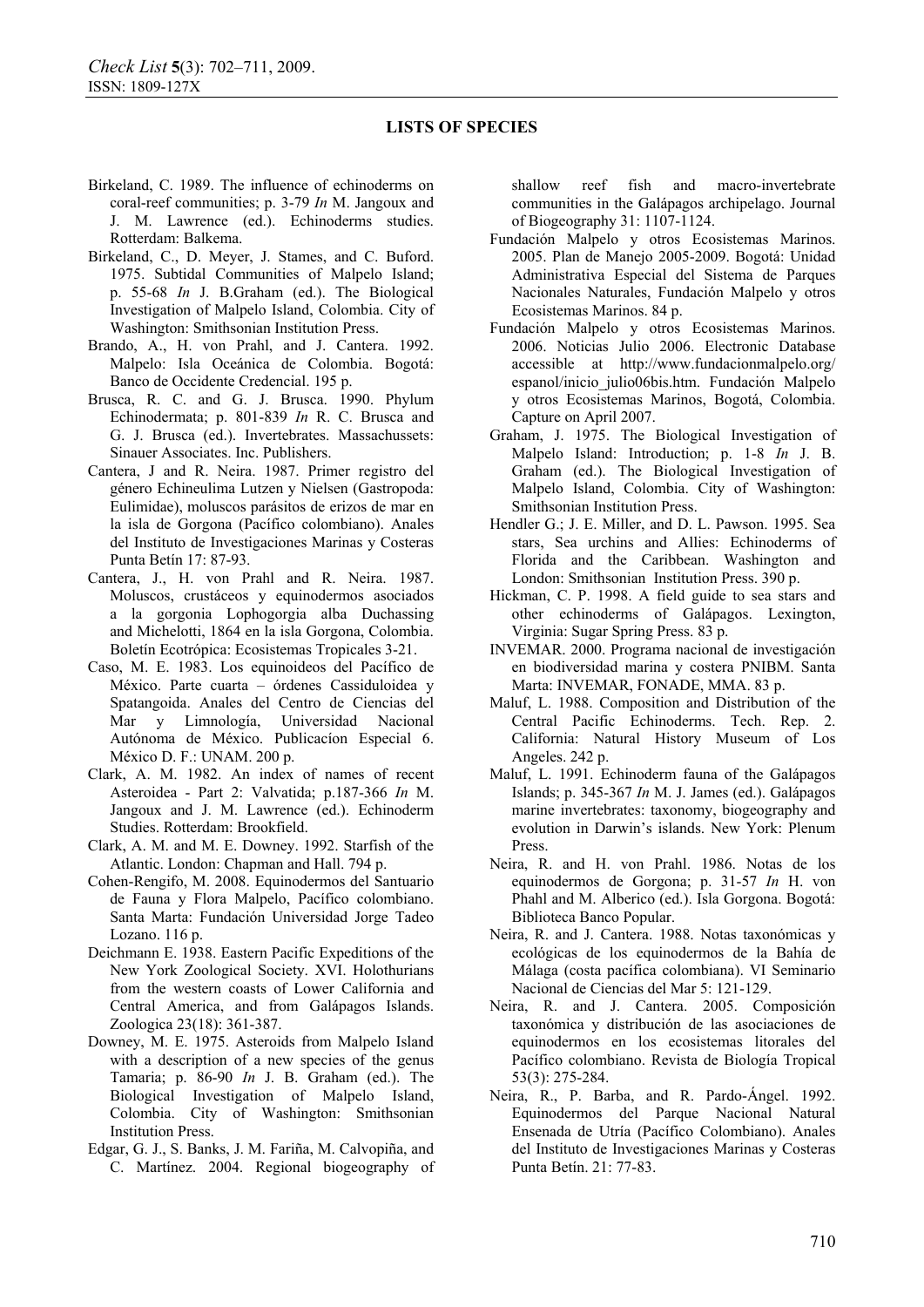## LISTS OF SPECIES

Birkeland, C. 1989. The influence of echinoderms on coral-reef communities; p. 3-79 *In* M. Jangoux and J. M. Lawrence (ed.). Echinoderms studies. Rotterdam: Balkema.

Birkeland, C., D. Meyer, J. Stames, and C. Buford. 1975. Subtidal Communities of Malpelo Island; p. 55-68 *In* J. B.Graham (ed.). The Biological Investigation of Malpelo Island, Colombia. City of Washington: Smithsonian Institution Press.

Brando, A., H. von Prahl, and J. Cantera. 1992. Malpelo: Isla Oceánica de Colombia. Bogotá: Banco de Occidente Credencial. 195 p.

Brusca, R. C. and G. J. Brusca. 1990. Phylum Echinodermata; p. 801-839 *In* R. C. Brusca and G. J. Brusca (ed.). Invertebrates. Massachussets: Sinauer Associates. Inc. Publishers.

Cantera, J and R. Neira. 1987. Primer registro del género Echineulima Lutzen y Nielsen (Gastropoda: Eulimidae), moluscos parásitos de erizos de mar en la isla de Gorgona (Pacífico colombiano). Anales del Instituto de Investigaciones Marinas y Costeras Punta Betín 17: 87-93.

Cantera, J., H. von Prahl and R. Neira. 1987. Moluscos, crustáceos y equinodermos asociados a la gorgonia Lophogorgia alba Duchassing and Michelotti, 1864 en la isla Gorgona, Colombia. Boletín Ecotrópica: Ecosistemas Tropicales 3-21.

Caso, M. E. 1983. Los equinoideos del Pacífico de México. Parte cuarta – órdenes Cassiduloidea y Spatangoida. Anales del Centro de Ciencias del Mar y Limnología, Universidad Nacional Autónoma de México. Publicacíon Especial 6. México D. F.: UNAM. 200 p.

Clark, A. M. 1982. An index of names of recent Asteroidea - Part 2: Valvatida; p.187-366 *In* M. Jangoux and J. M. Lawrence (ed.). Echinoderm Studies. Rotterdam: Brookfield.

Clark, A. M. and M. E. Downey. 1992. Starfish of the Atlantic. London: Chapman and Hall. 794 p.

Cohen-Rengifo, M. 2008. Equinodermos del Santuario de Fauna y Flora Malpelo, Pacífico colombiano. Santa Marta: Fundación Universidad Jorge Tadeo Lozano. 116 p.

Deichmann E. 1938. Eastern Pacific Expeditions of the New York Zoological Society. XVI. Holothurians from the western coasts of Lower California and Central America, and from Galápagos Islands. Zoologica 23(18): 361-387.

Downey, M. E. 1975. Asteroids from Malpelo Island with a description of a new species of the genus Tamaria; p. 86-90 *In* J. B. Graham (ed.). The Biological Investigation of Malpelo Island, Colombia. City of Washington: Smithsonian Institution Press.

Edgar, G. J., S. Banks, J. M. Fariña, M. Calvopiña, and C. Martínez. 2004. Regional biogeography of shallow reef fish and macro-invertebrate communities in the Galápagos archipelago. Journal of Biogeography 31: 1107-1124.

Fundación Malpelo y otros Ecosistemas Marinos. 2005. Plan de Manejo 2005-2009. Bogotá: Unidad Administrativa Especial del Sistema de Parques Nacionales Naturales, Fundación Malpelo y otros Ecosistemas Marinos. 84 p.

Fundación Malpelo y otros Ecosistemas Marinos. 2006. Noticias Julio 2006. Electronic Database accessible at http://www.fundacionmalpelo.org/espanol/inicio_julio06bis.htm. Fundación Malpelo y otros Ecosistemas Marinos, Bogotá, Colombia. Capture on April 2007.

Graham, J. 1975. The Biological Investigation of Malpelo Island: Introduction; p. 1-8 *In* J. B. Graham (ed.). The Biological Investigation of Malpelo Island, Colombia. City of Washington: Smithsonian Institution Press.

Hendler G.; J. E. Miller, and D. L. Pawson. 1995. Sea stars, Sea urchins and Allies: Echinoderms of Florida and the Caribbean. Washington and London: Smithsonian Institution Press. 390 p.

Hickman, C. P. 1998. A field guide to sea stars and other echinoderms of Galápagos. Lexington, Virginia: Sugar Spring Press. 83 p.

INVEMAR. 2000. Programa nacional de investigación en biodiversidad marina y costera PNIBM. Santa Marta: INVEMAR, FONADE, MMA. 83 p.

Maluf, L. 1988. Composition and Distribution of the Central Pacific Echinoderms. Tech. Rep. 2. California: Natural History Museum of Los Angeles. 242 p.

Maluf, L. 1991. Echinoderm fauna of the Galápagos Islands; p. 345-367 *In* M. J. James (ed.). Galápagos marine invertebrates: taxonomy, biogeography and evolution in Darwin's islands. New York: Plenum Press.

Neira, R. and H. von Prahl. 1986. Notas de los equinodermos de Gorgona; p. 31-57 *In* H. von Phahl and M. Alberico (ed.). Isla Gorgona. Bogotá: Biblioteca Banco Popular.

Neira, R. and J. Cantera. 1988. Notas taxonómicas y ecológicas de los equinodermos de la Bahía de Málaga (costa pacífica colombiana). VI Seminario Nacional de Ciencias del Mar 5: 121-129.

Neira, R. and J. Cantera. 2005. Composición taxonómica y distribución de las asociaciones de equinodermos en los ecosistemas litorales del Pacífico colombiano. Revista de Biología Tropical 53(3): 275-284.

Neira, R., P. Barba, and R. Pardo-Ángel. 1992. Equinodermos del Parque Nacional Natural Ensenada de Utría (Pacífico Colombiano). Anales del Instituto de Investigaciones Marinas y Costeras Punta Betín. 21: 77-83.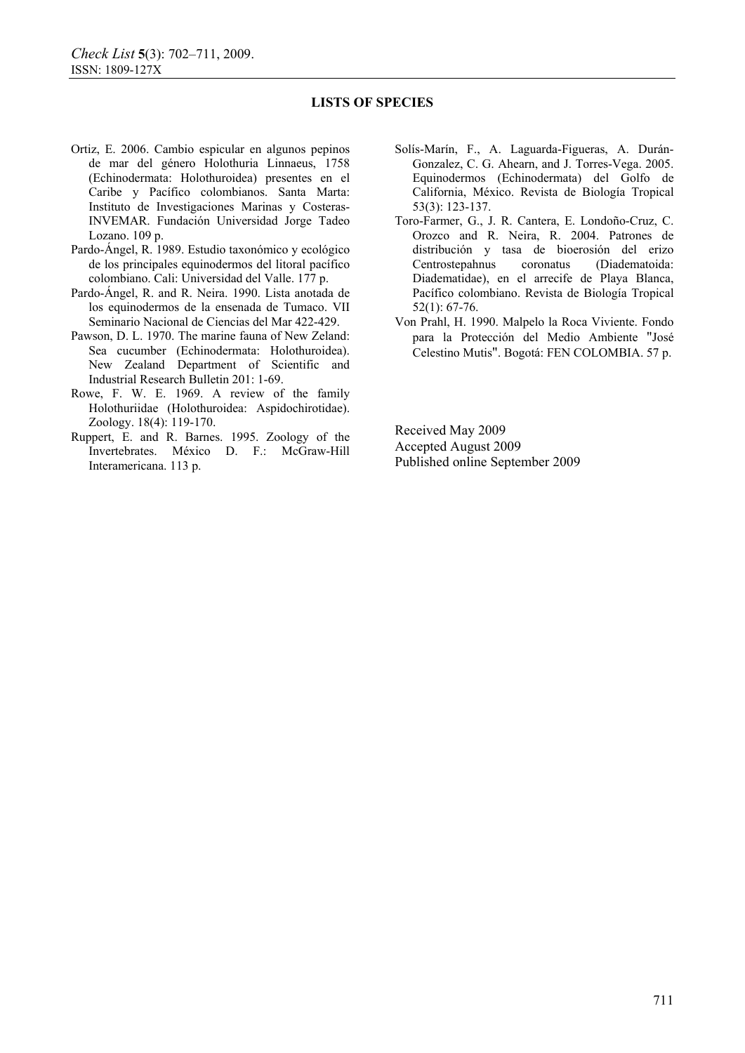Ortiz, E. 2006. Cambio espicular en algunos pepinos de mar del género Holothuria Linnaeus, 1758 (Echinodermata: Holothuroidea) presentes en el Caribe y Pacífico colombianos. Santa Marta: Instituto de Investigaciones Marinas y Costeras-INVEMAR. Fundación Universidad Jorge Tadeo Lozano. 109 p.

Pardo-Ángel, R. 1989. Estudio taxonómico y ecológico de los principales equinodermos del litoral pacífico colombiano. Cali: Universidad del Valle. 177 p.

Pardo-Ángel, R. and R. Neira. 1990. Lista anotada de los equinodermos de la ensenada de Tumaco. VII Seminario Nacional de Ciencias del Mar 422-429.

Pawson, D. L. 1970. The marine fauna of New Zeland: Sea cucumber (Echinodermata: Holothuroidea). New Zealand Department of Scientific and Industrial Research Bulletin 201: 1-69.

Rowe, F. W. E. 1969. A review of the family Holothuriidae (Holothuroidea: Aspidochirotidae). Zoology. 18(4): 119-170.

Ruppert, E. and R. Barnes. 1995. Zoology of the Invertebrates. México D. F.: McGraw-Hill Interamericana. 113 p.

Solís-Marín, F., A. Laguarda-Figueras, A. Durán-Gonzalez, C. G. Ahearn, and J. Torres-Vega. 2005. Equinodermos (Echinodermata) del Golfo de California, México. Revista de Biología Tropical 53(3): 123-137.

Toro-Farmer, G., J. R. Cantera, E. Londoño-Cruz, C. Orozco and R. Neira, R. 2004. Patrones de distribución y tasa de bioerosión del erizo Centrostepahnus coronatus (Diadematoida: Diadematidae), en el arrecife de Playa Blanca, Pacífico colombiano. Revista de Biología Tropical 52(1): 67-76.

Von Prahl, H. 1990. Malpelo la Roca Viviente. Fondo para la Protección del Medio Ambiente "José Celestino Mutis". Bogotá: FEN COLOMBIA. 57 p.

Received May 2009
Accepted August 2009
Published online September 2009